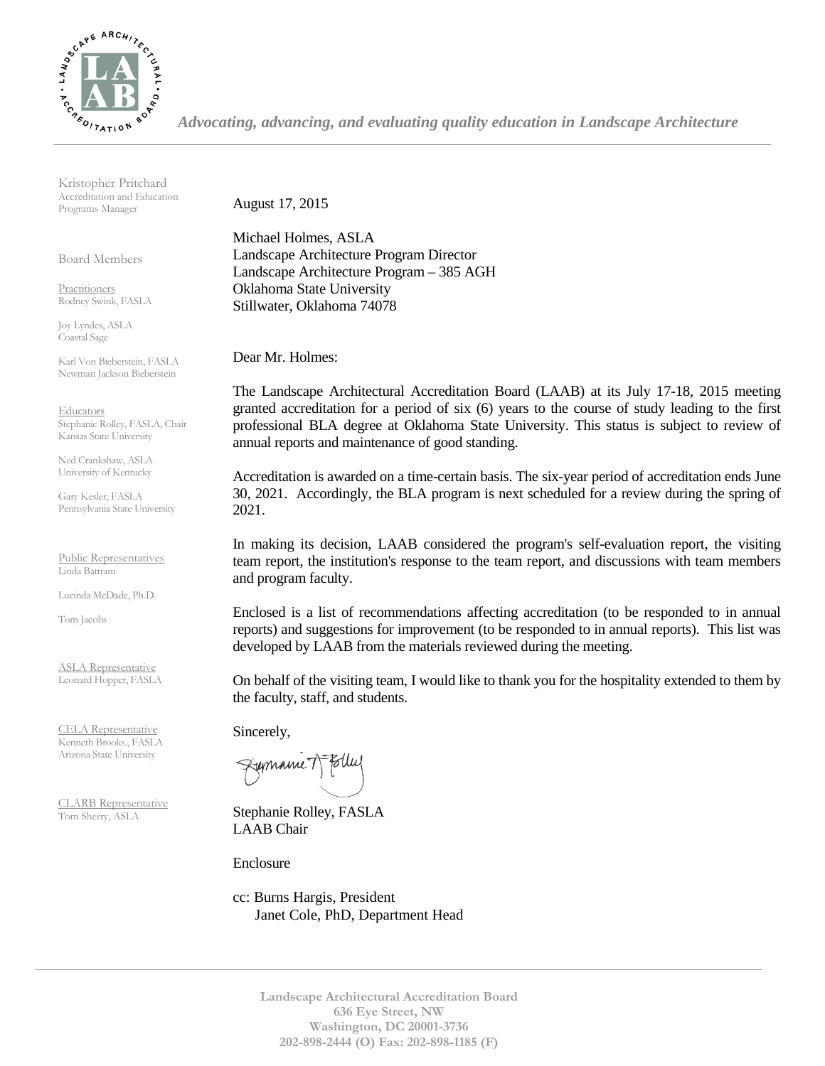*Advocating, advancing, and evaluating quality education in Landscape Architecture*

Kristopher Pritchard
Accreditation and Education Programs Manager

Board Members

Practitioners
Rodney Swink, FASLA

Joy Lyndes, ASLA
Coastal Sage

Karl Von Bieberstein, FASLA
Newman Jackson Bieberstein

Educators
Stephanie Rolley, FASLA, Chair
Kansas State University

Ned Crankshaw, ASLA
University of Kentucky

Gary Kesler, FASLA
Pennsylvania State University

Public Representatives
Linda Battram

Lucinda McDade, Ph.D.

Tom Jacobs

ASLA Representative
Leonard Hopper, FASLA

CELA Representative
Kenneth Brooks., FASLA
Arizona State University

CLARB Representative
Tom Sherry, ASLA

August 17, 2015

Michael Holmes, ASLA
Landscape Architecture Program Director
Landscape Architecture Program – 385 AGH
Oklahoma State University
Stillwater, Oklahoma 74078

Dear Mr. Holmes:

The Landscape Architectural Accreditation Board (LAAB) at its July 17-18, 2015 meeting granted accreditation for a period of six (6) years to the course of study leading to the first professional BLA degree at Oklahoma State University. This status is subject to review of annual reports and maintenance of good standing.

Accreditation is awarded on a time-certain basis. The six-year period of accreditation ends June 30, 2021. Accordingly, the BLA program is next scheduled for a review during the spring of 2021.

In making its decision, LAAB considered the program's self-evaluation report, the visiting team report, the institution's response to the team report, and discussions with team members and program faculty.

Enclosed is a list of recommendations affecting accreditation (to be responded to in annual reports) and suggestions for improvement (to be responded to in annual reports). This list was developed by LAAB from the materials reviewed during the meeting.

On behalf of the visiting team, I would like to thank you for the hospitality extended to them by the faculty, staff, and students.

Sincerely,

Stephanie Rolley, FASLA
LAAB Chair

Enclosure

cc: Burns Hargis, President
Janet Cole, PhD, Department Head

**Landscape Architectural Accreditation Board**
**636 Eye Street, NW**
**Washington, DC 20001-3736**
**202-898-2444 (O) Fax: 202-898-1185 (F)**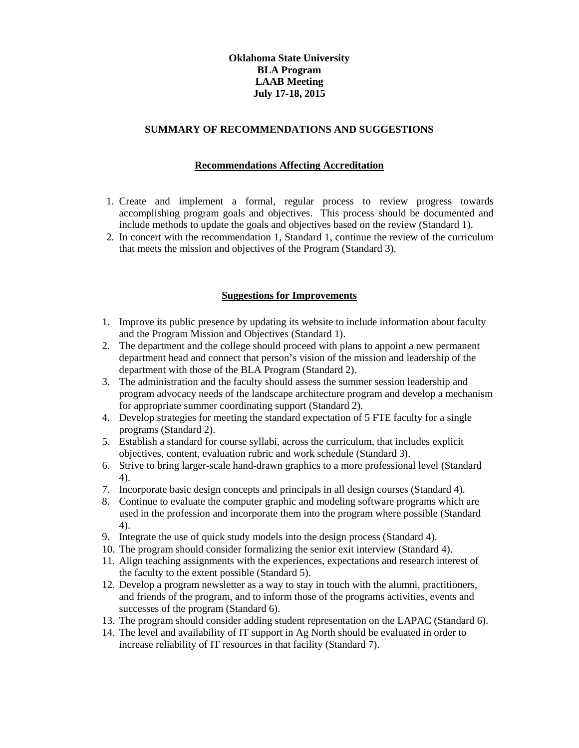**Oklahoma State University**
**BLA Program**
**LAAB Meeting**
**July 17-18, 2015**

## SUMMARY OF RECOMMENDATIONS AND SUGGESTIONS

### Recommendations Affecting Accreditation

1. Create and implement a formal, regular process to review progress towards accomplishing program goals and objectives. This process should be documented and include methods to update the goals and objectives based on the review (Standard 1).
2. In concert with the recommendation 1, Standard 1, continue the review of the curriculum that meets the mission and objectives of the Program (Standard 3).

### Suggestions for Improvements

1. Improve its public presence by updating its website to include information about faculty and the Program Mission and Objectives (Standard 1).
2. The department and the college should proceed with plans to appoint a new permanent department head and connect that person's vision of the mission and leadership of the department with those of the BLA Program (Standard 2).
3. The administration and the faculty should assess the summer session leadership and program advocacy needs of the landscape architecture program and develop a mechanism for appropriate summer coordinating support (Standard 2).
4. Develop strategies for meeting the standard expectation of 5 FTE faculty for a single programs (Standard 2).
5. Establish a standard for course syllabi, across the curriculum, that includes explicit objectives, content, evaluation rubric and work schedule (Standard 3).
6. Strive to bring larger-scale hand-drawn graphics to a more professional level (Standard 4).
7. Incorporate basic design concepts and principals in all design courses (Standard 4).
8. Continue to evaluate the computer graphic and modeling software programs which are used in the profession and incorporate them into the program where possible (Standard 4).
9. Integrate the use of quick study models into the design process (Standard 4).
10. The program should consider formalizing the senior exit interview (Standard 4).
11. Align teaching assignments with the experiences, expectations and research interest of the faculty to the extent possible (Standard 5).
12. Develop a program newsletter as a way to stay in touch with the alumni, practitioners, and friends of the program, and to inform those of the programs activities, events and successes of the program (Standard 6).
13. The program should consider adding student representation on the LAPAC (Standard 6).
14. The level and availability of IT support in Ag North should be evaluated in order to increase reliability of IT resources in that facility (Standard 7).